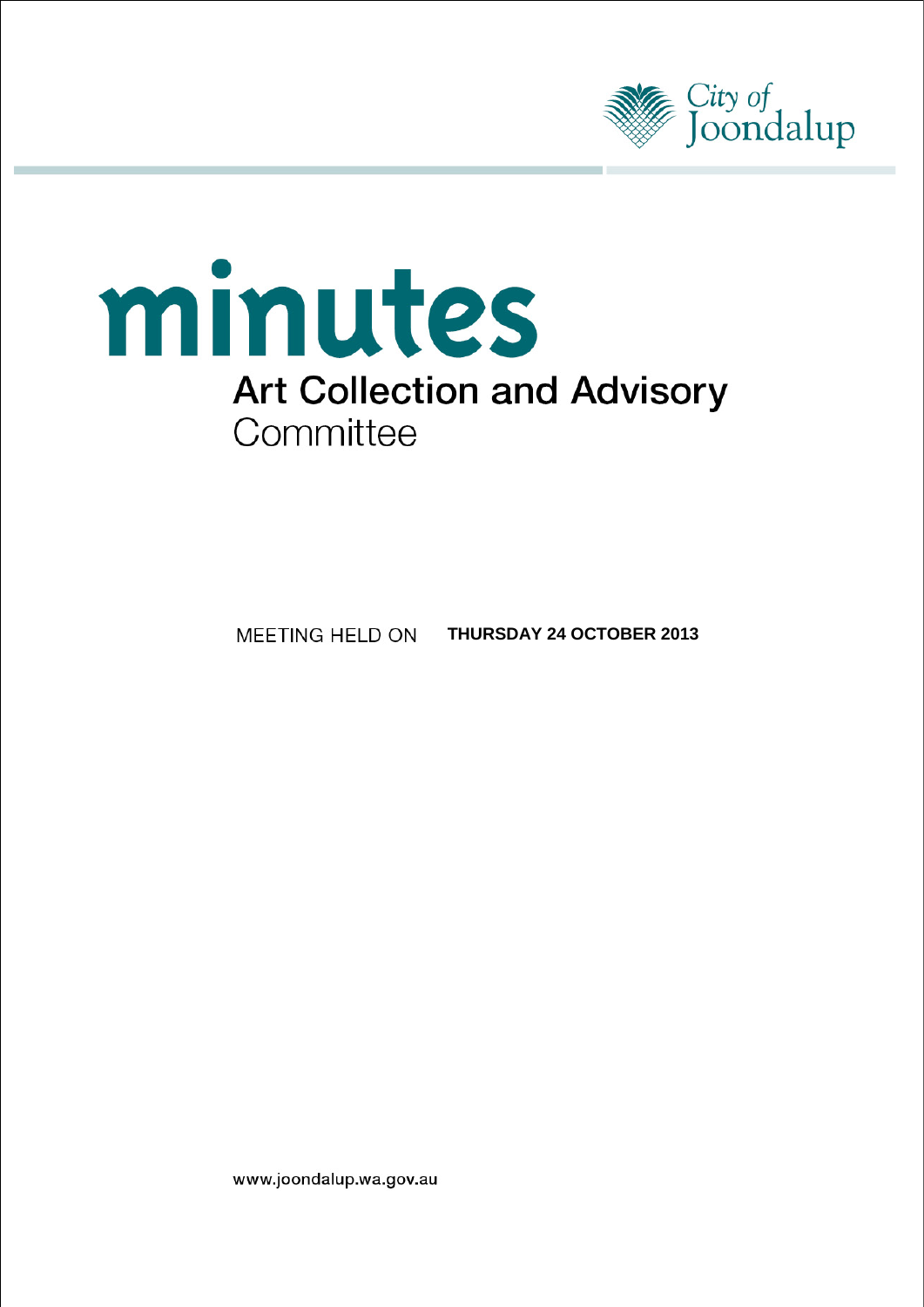City of Joondalup

# minutes

## Art Collection and Advisory Committee

MEETING HELD ON **THURSDAY 24 OCTOBER 2013**

www.joondalup.wa.gov.au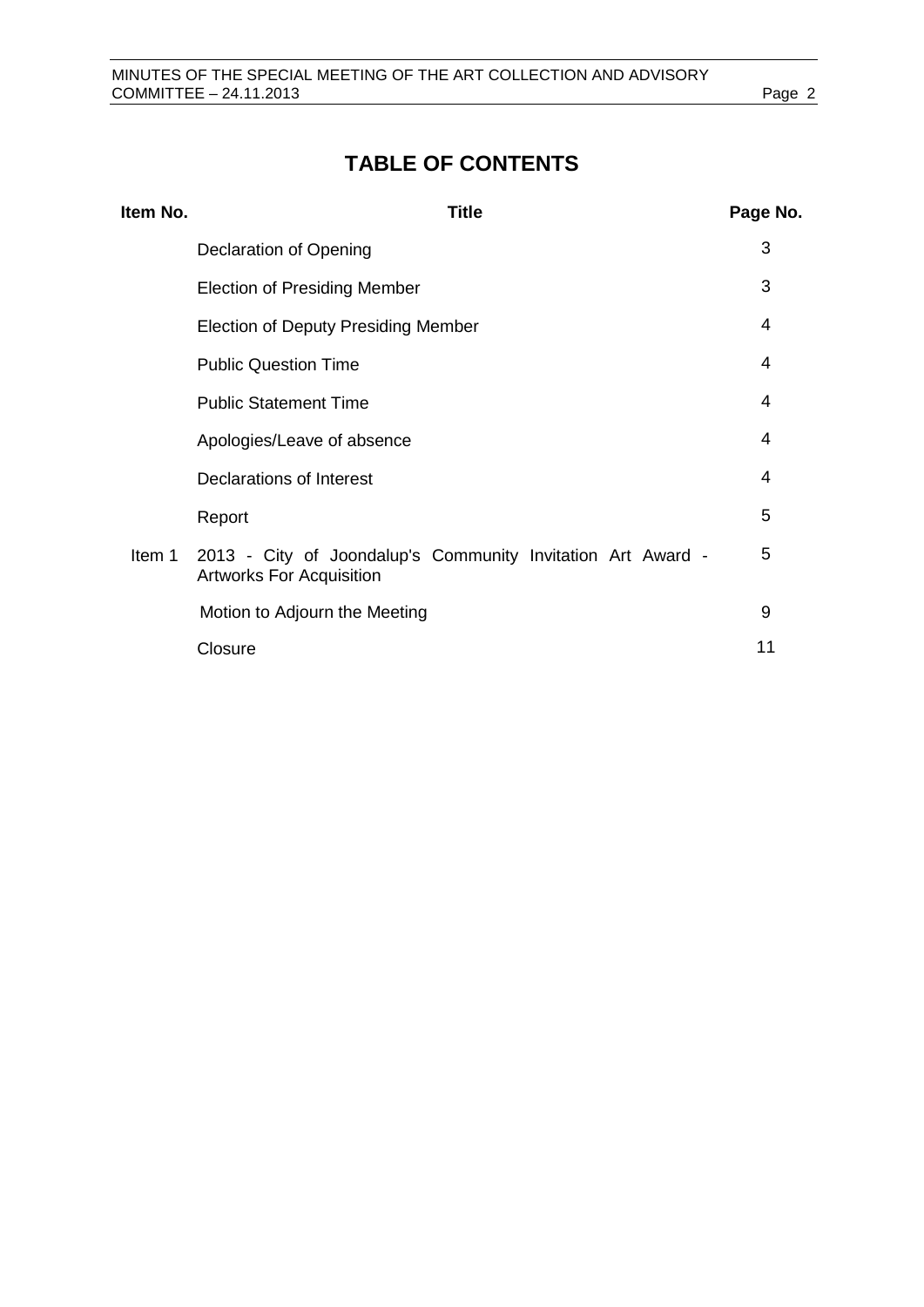# TABLE OF CONTENTS

| Item No. | Title | Page No. |
|---|---|---|
| | Declaration of Opening | 3 |
| | Election of Presiding Member | 3 |
| | Election of Deputy Presiding Member | 4 |
| | Public Question Time | 4 |
| | Public Statement Time | 4 |
| | Apologies/Leave of absence | 4 |
| | Declarations of Interest | 4 |
| | Report | 5 |
| Item 1 | 2013 - City of Joondalup's Community Invitation Art Award - Artworks For Acquisition | 5 |
| | Motion to Adjourn the Meeting | 9 |
| | Closure | 11 |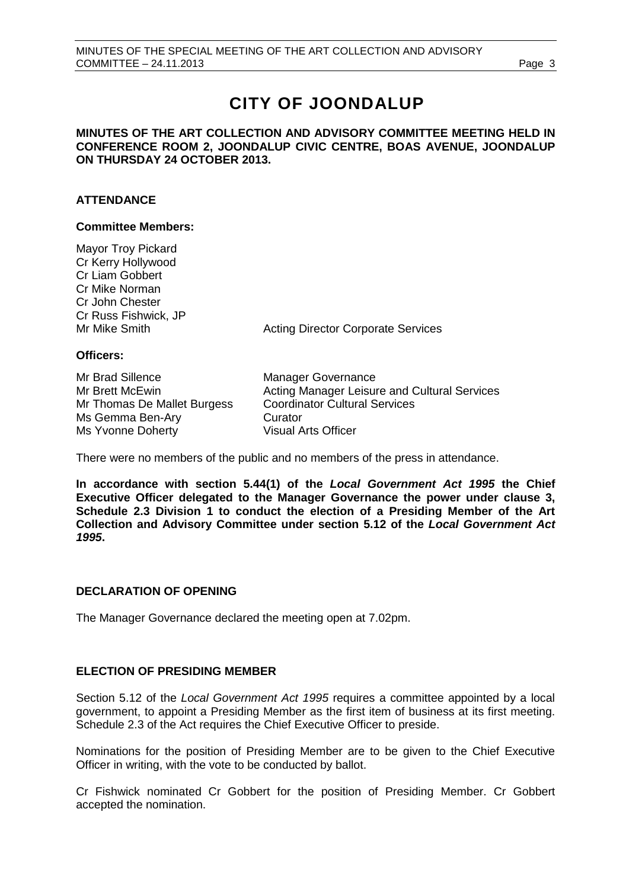# CITY OF JOONDALUP

**MINUTES OF THE ART COLLECTION AND ADVISORY COMMITTEE MEETING HELD IN CONFERENCE ROOM 2, JOONDALUP CIVIC CENTRE, BOAS AVENUE, JOONDALUP ON THURSDAY 24 OCTOBER 2013.**

## ATTENDANCE

### Committee Members:

Mayor Troy Pickard
Cr Kerry Hollywood
Cr Liam Gobbert
Cr Mike Norman
Cr John Chester
Cr Russ Fishwick, JP
Mr Mike Smith — Acting Director Corporate Services

### Officers:

| | |
|---|---|
| Mr Brad Sillence | Manager Governance |
| Mr Brett McEwin | Acting Manager Leisure and Cultural Services |
| Mr Thomas De Mallet Burgess | Coordinator Cultural Services |
| Ms Gemma Ben-Ary | Curator |
| Ms Yvonne Doherty | Visual Arts Officer |

There were no members of the public and no members of the press in attendance.

**In accordance with section 5.44(1) of the *Local Government Act 1995* the Chief Executive Officer delegated to the Manager Governance the power under clause 3, Schedule 2.3 Division 1 to conduct the election of a Presiding Member of the Art Collection and Advisory Committee under section 5.12 of the *Local Government Act 1995*.**

## DECLARATION OF OPENING

The Manager Governance declared the meeting open at 7.02pm.

## ELECTION OF PRESIDING MEMBER

Section 5.12 of the *Local Government Act 1995* requires a committee appointed by a local government, to appoint a Presiding Member as the first item of business at its first meeting. Schedule 2.3 of the Act requires the Chief Executive Officer to preside.

Nominations for the position of Presiding Member are to be given to the Chief Executive Officer in writing, with the vote to be conducted by ballot.

Cr Fishwick nominated Cr Gobbert for the position of Presiding Member. Cr Gobbert accepted the nomination.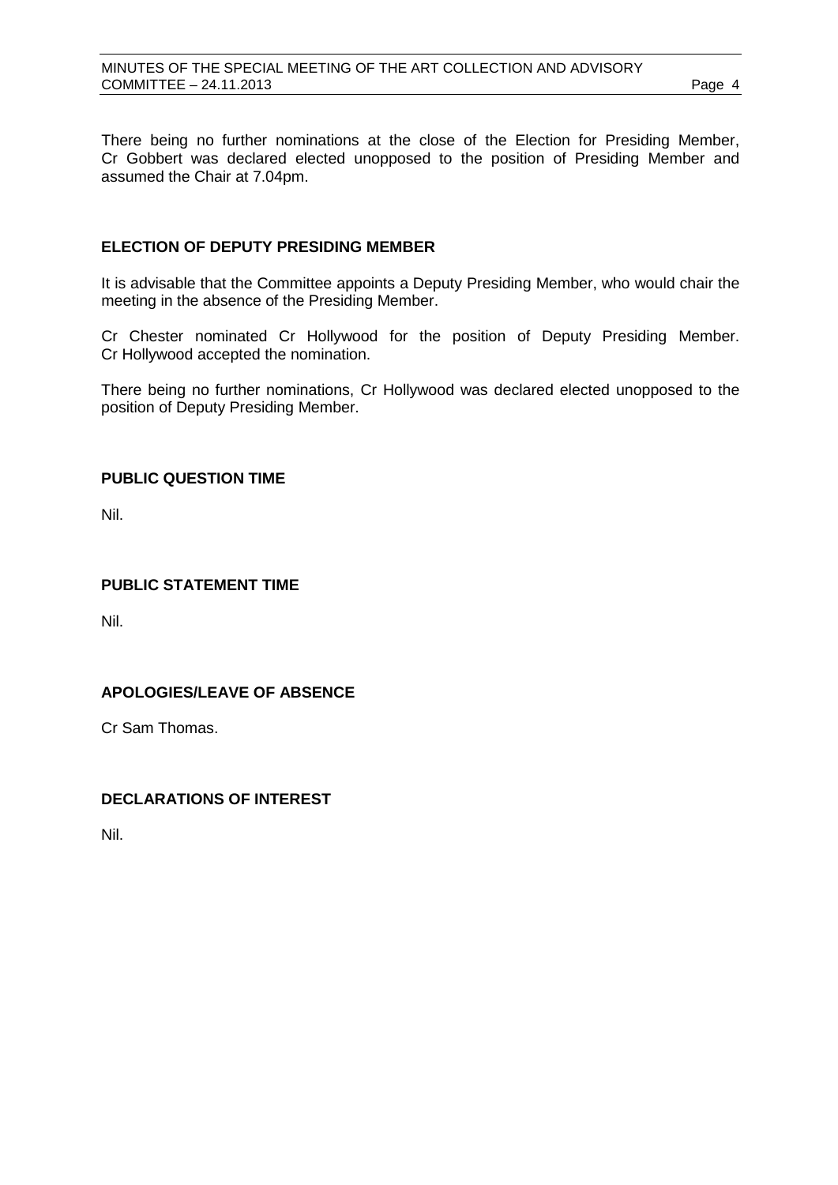There being no further nominations at the close of the Election for Presiding Member, Cr Gobbert was declared elected unopposed to the position of Presiding Member and assumed the Chair at 7.04pm.

## ELECTION OF DEPUTY PRESIDING MEMBER

It is advisable that the Committee appoints a Deputy Presiding Member, who would chair the meeting in the absence of the Presiding Member.

Cr Chester nominated Cr Hollywood for the position of Deputy Presiding Member. Cr Hollywood accepted the nomination.

There being no further nominations, Cr Hollywood was declared elected unopposed to the position of Deputy Presiding Member.

## PUBLIC QUESTION TIME

Nil.

## PUBLIC STATEMENT TIME

Nil.

## APOLOGIES/LEAVE OF ABSENCE

Cr Sam Thomas.

## DECLARATIONS OF INTEREST

Nil.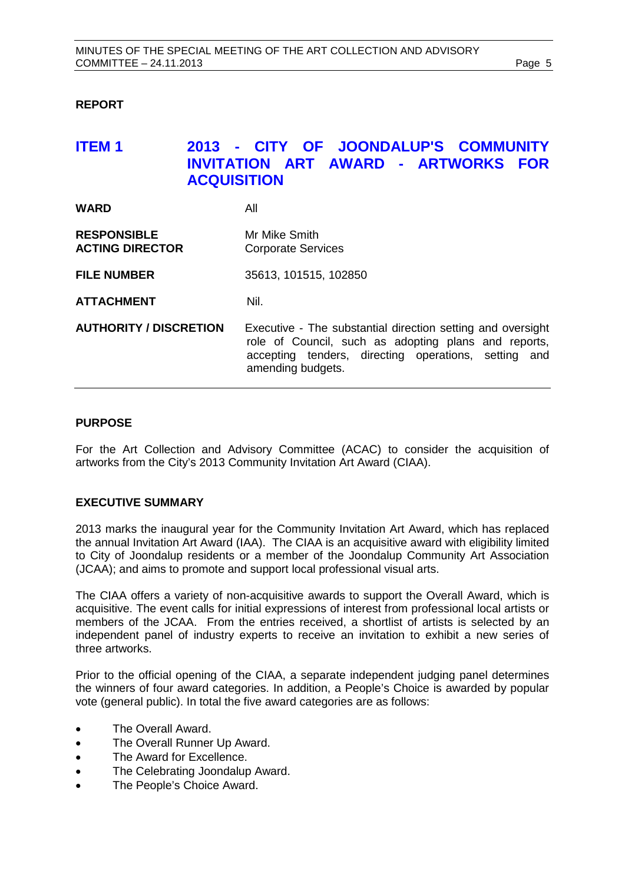**REPORT**

## ITEM 1 2013 - CITY OF JOONDALUP'S COMMUNITY INVITATION ART AWARD - ARTWORKS FOR ACQUISITION

| | |
|---|---|
| **WARD** | All |
| **RESPONSIBLE ACTING DIRECTOR** | Mr Mike Smith<br>Corporate Services |
| **FILE NUMBER** | 35613, 101515, 102850 |
| **ATTACHMENT** | Nil. |
| **AUTHORITY / DISCRETION** | Executive - The substantial direction setting and oversight role of Council, such as adopting plans and reports, accepting tenders, directing operations, setting and amending budgets. |

**PURPOSE**

For the Art Collection and Advisory Committee (ACAC) to consider the acquisition of artworks from the City's 2013 Community Invitation Art Award (CIAA).

**EXECUTIVE SUMMARY**

2013 marks the inaugural year for the Community Invitation Art Award, which has replaced the annual Invitation Art Award (IAA). The CIAA is an acquisitive award with eligibility limited to City of Joondalup residents or a member of the Joondalup Community Art Association (JCAA); and aims to promote and support local professional visual arts.

The CIAA offers a variety of non-acquisitive awards to support the Overall Award, which is acquisitive. The event calls for initial expressions of interest from professional local artists or members of the JCAA. From the entries received, a shortlist of artists is selected by an independent panel of industry experts to receive an invitation to exhibit a new series of three artworks.

Prior to the official opening of the CIAA, a separate independent judging panel determines the winners of four award categories. In addition, a People's Choice is awarded by popular vote (general public). In total the five award categories are as follows:

- The Overall Award.
- The Overall Runner Up Award.
- The Award for Excellence.
- The Celebrating Joondalup Award.
- The People's Choice Award.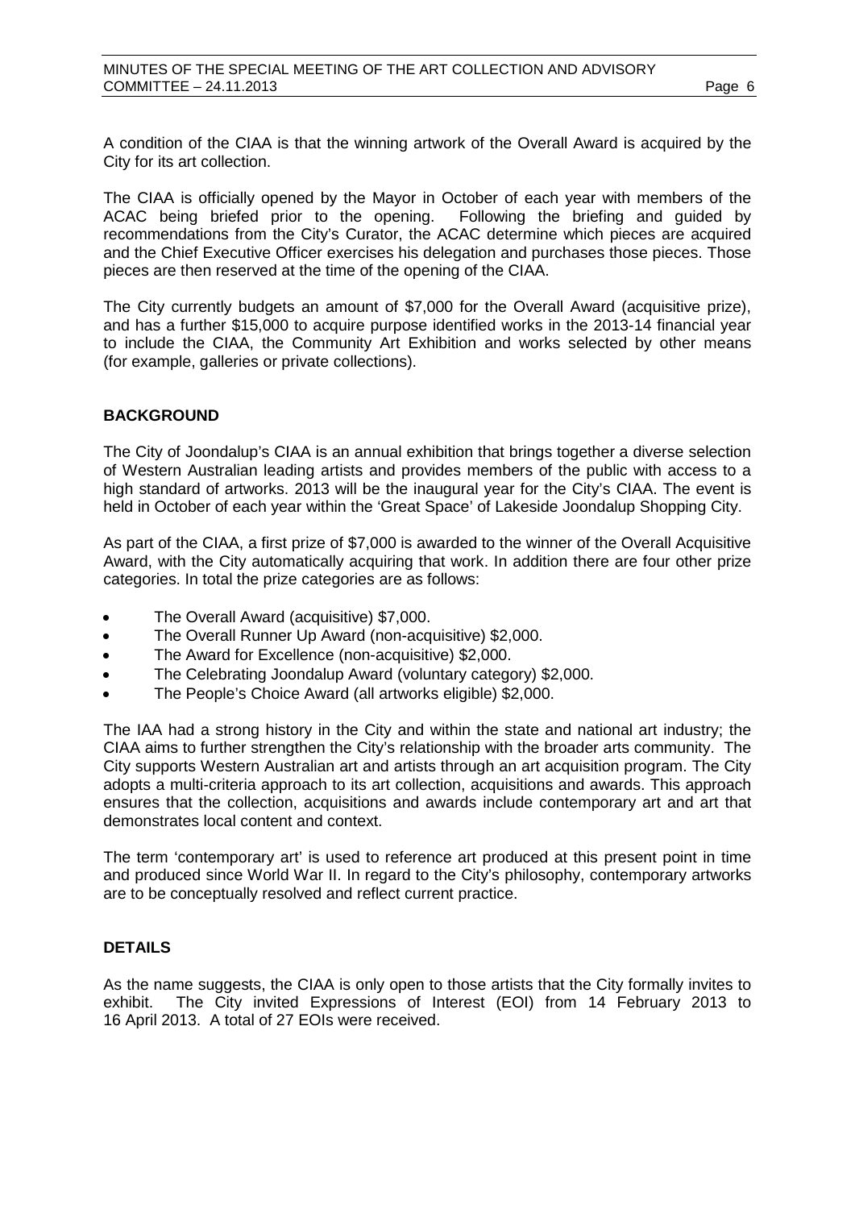A condition of the CIAA is that the winning artwork of the Overall Award is acquired by the City for its art collection.

The CIAA is officially opened by the Mayor in October of each year with members of the ACAC being briefed prior to the opening. Following the briefing and guided by recommendations from the City's Curator, the ACAC determine which pieces are acquired and the Chief Executive Officer exercises his delegation and purchases those pieces. Those pieces are then reserved at the time of the opening of the CIAA.

The City currently budgets an amount of $7,000 for the Overall Award (acquisitive prize), and has a further $15,000 to acquire purpose identified works in the 2013-14 financial year to include the CIAA, the Community Art Exhibition and works selected by other means (for example, galleries or private collections).

## BACKGROUND

The City of Joondalup's CIAA is an annual exhibition that brings together a diverse selection of Western Australian leading artists and provides members of the public with access to a high standard of artworks. 2013 will be the inaugural year for the City's CIAA. The event is held in October of each year within the 'Great Space' of Lakeside Joondalup Shopping City.

As part of the CIAA, a first prize of $7,000 is awarded to the winner of the Overall Acquisitive Award, with the City automatically acquiring that work. In addition there are four other prize categories. In total the prize categories are as follows:

- The Overall Award (acquisitive) $7,000.
- The Overall Runner Up Award (non-acquisitive) $2,000.
- The Award for Excellence (non-acquisitive) $2,000.
- The Celebrating Joondalup Award (voluntary category) $2,000.
- The People's Choice Award (all artworks eligible) $2,000.

The IAA had a strong history in the City and within the state and national art industry; the CIAA aims to further strengthen the City's relationship with the broader arts community. The City supports Western Australian art and artists through an art acquisition program. The City adopts a multi-criteria approach to its art collection, acquisitions and awards. This approach ensures that the collection, acquisitions and awards include contemporary art and art that demonstrates local content and context.

The term 'contemporary art' is used to reference art produced at this present point in time and produced since World War II. In regard to the City's philosophy, contemporary artworks are to be conceptually resolved and reflect current practice.

## DETAILS

As the name suggests, the CIAA is only open to those artists that the City formally invites to exhibit. The City invited Expressions of Interest (EOI) from 14 February 2013 to 16 April 2013. A total of 27 EOIs were received.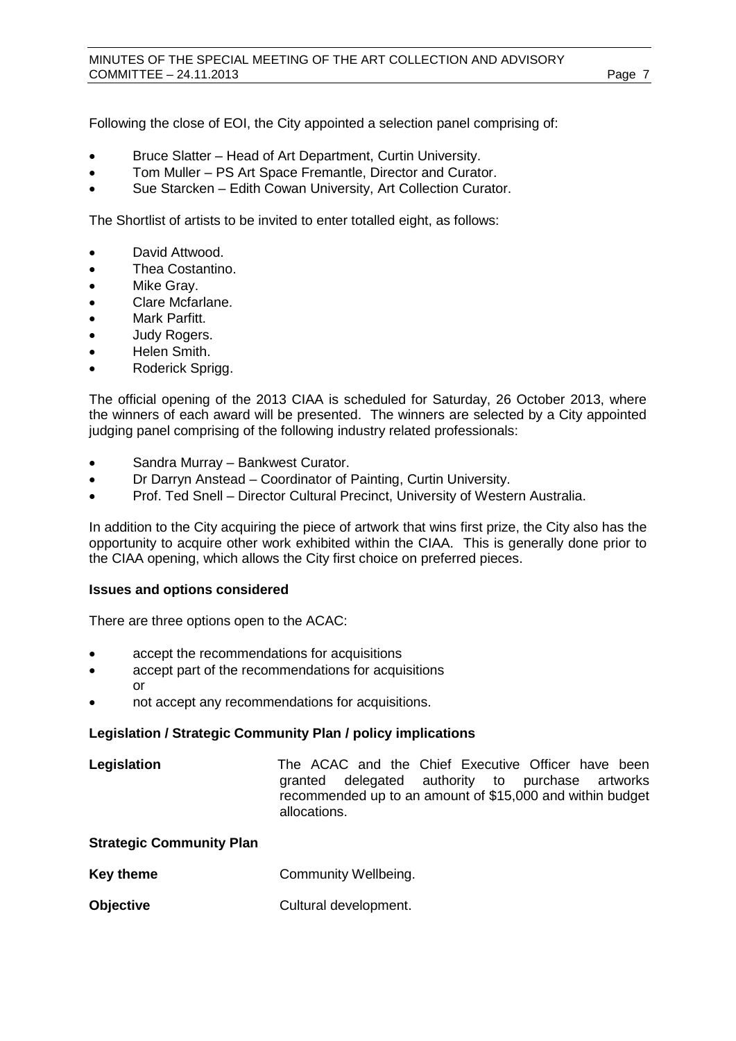Following the close of EOI, the City appointed a selection panel comprising of:

- Bruce Slatter – Head of Art Department, Curtin University.
- Tom Muller – PS Art Space Fremantle, Director and Curator.
- Sue Starcken – Edith Cowan University, Art Collection Curator.

The Shortlist of artists to be invited to enter totalled eight, as follows:

- David Attwood.
- Thea Costantino.
- Mike Gray.
- Clare Mcfarlane.
- Mark Parfitt.
- Judy Rogers.
- Helen Smith.
- Roderick Sprigg.

The official opening of the 2013 CIAA is scheduled for Saturday, 26 October 2013, where the winners of each award will be presented. The winners are selected by a City appointed judging panel comprising of the following industry related professionals:

- Sandra Murray – Bankwest Curator.
- Dr Darryn Anstead – Coordinator of Painting, Curtin University.
- Prof. Ted Snell – Director Cultural Precinct, University of Western Australia.

In addition to the City acquiring the piece of artwork that wins first prize, the City also has the opportunity to acquire other work exhibited within the CIAA. This is generally done prior to the CIAA opening, which allows the City first choice on preferred pieces.

**Issues and options considered**

There are three options open to the ACAC:

- accept the recommendations for acquisitions
- accept part of the recommendations for acquisitions
  or
- not accept any recommendations for acquisitions.

**Legislation / Strategic Community Plan / policy implications**

**Legislation** The ACAC and the Chief Executive Officer have been granted delegated authority to purchase artworks recommended up to an amount of $15,000 and within budget allocations.

**Strategic Community Plan**

**Key theme** Community Wellbeing.

**Objective** Cultural development.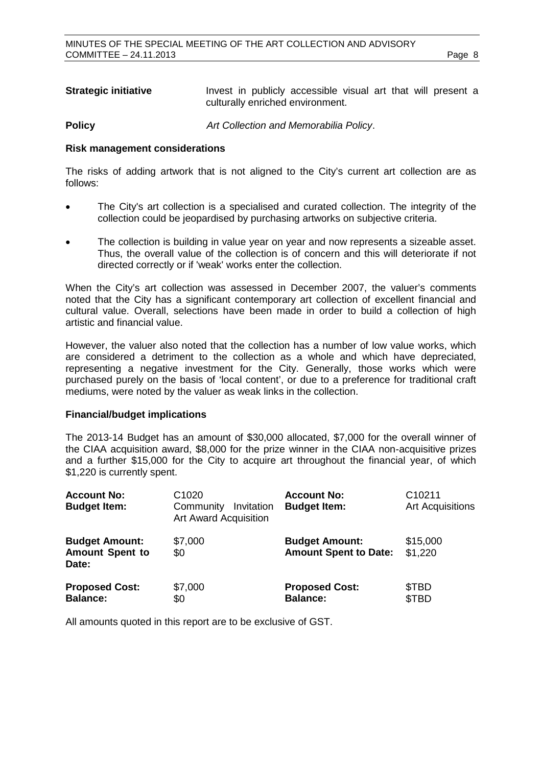**Strategic initiative** Invest in publicly accessible visual art that will present a culturally enriched environment.

**Policy** *Art Collection and Memorabilia Policy*.

**Risk management considerations**

The risks of adding artwork that is not aligned to the City's current art collection are as follows:

- The City's art collection is a specialised and curated collection. The integrity of the collection could be jeopardised by purchasing artworks on subjective criteria.
- The collection is building in value year on year and now represents a sizeable asset. Thus, the overall value of the collection is of concern and this will deteriorate if not directed correctly or if 'weak' works enter the collection.

When the City's art collection was assessed in December 2007, the valuer's comments noted that the City has a significant contemporary art collection of excellent financial and cultural value. Overall, selections have been made in order to build a collection of high artistic and financial value.

However, the valuer also noted that the collection has a number of low value works, which are considered a detriment to the collection as a whole and which have depreciated, representing a negative investment for the City. Generally, those works which were purchased purely on the basis of 'local content', or due to a preference for traditional craft mediums, were noted by the valuer as weak links in the collection.

**Financial/budget implications**

The 2013-14 Budget has an amount of $30,000 allocated, $7,000 for the overall winner of the CIAA acquisition award, $8,000 for the prize winner in the CIAA non-acquisitive prizes and a further $15,000 for the City to acquire art throughout the financial year, of which $1,220 is currently spent.

| | | | |
|---|---|---|---|
| **Account No:** | C1020 | **Account No:** | C10211 |
| **Budget Item:** | Community Invitation Art Award Acquisition | **Budget Item:** | Art Acquisitions |
| **Budget Amount:** | $7,000 | **Budget Amount:** | $15,000 |
| **Amount Spent to Date:** | $0 | **Amount Spent to Date:** | $1,220 |
| **Proposed Cost:** | $7,000 | **Proposed Cost:** | $TBD |
| **Balance:** | $0 | **Balance:** | $TBD |

All amounts quoted in this report are to be exclusive of GST.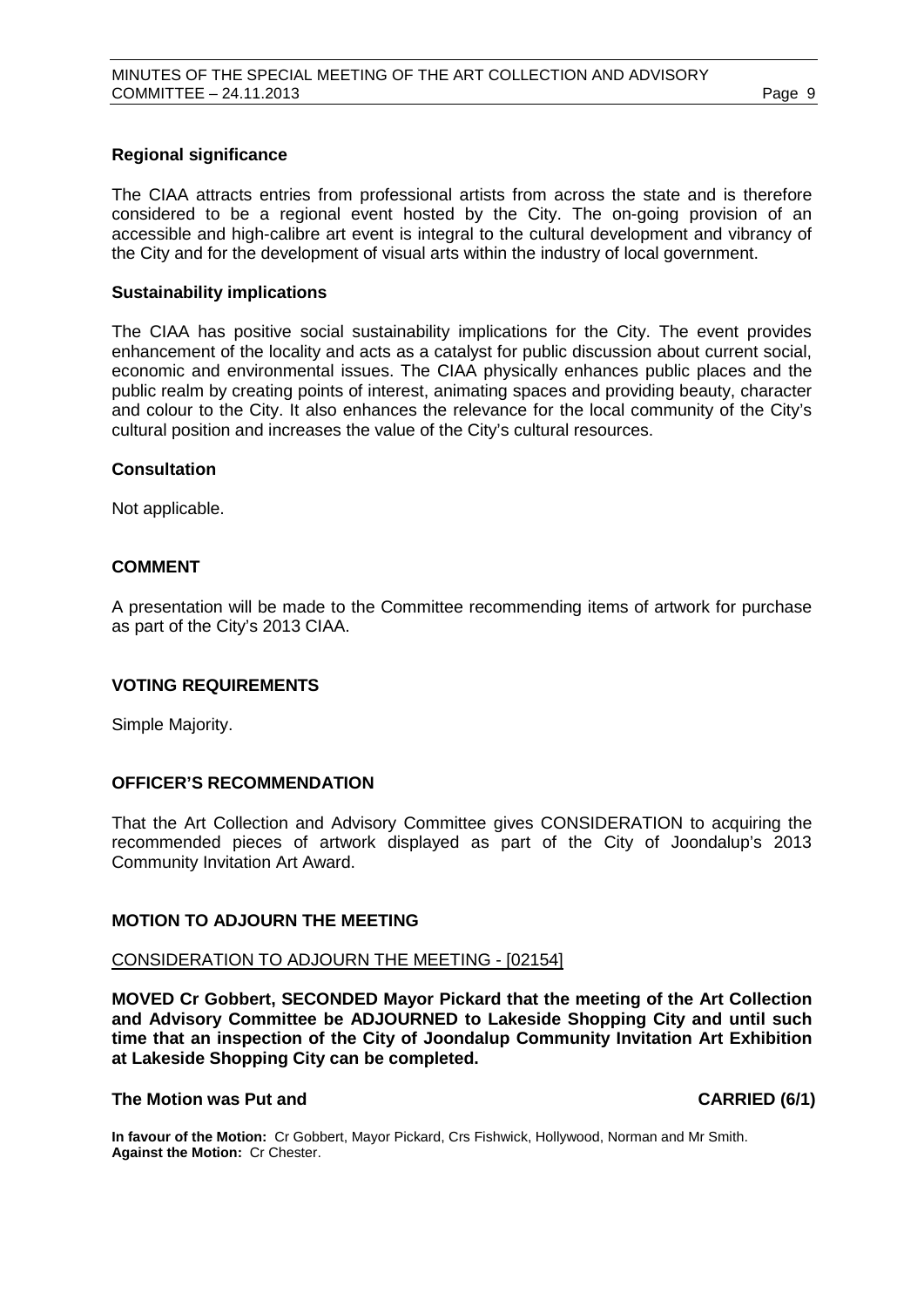**Regional significance**

The CIAA attracts entries from professional artists from across the state and is therefore considered to be a regional event hosted by the City. The on-going provision of an accessible and high-calibre art event is integral to the cultural development and vibrancy of the City and for the development of visual arts within the industry of local government.

**Sustainability implications**

The CIAA has positive social sustainability implications for the City. The event provides enhancement of the locality and acts as a catalyst for public discussion about current social, economic and environmental issues. The CIAA physically enhances public places and the public realm by creating points of interest, animating spaces and providing beauty, character and colour to the City. It also enhances the relevance for the local community of the City's cultural position and increases the value of the City's cultural resources.

**Consultation**

Not applicable.

**COMMENT**

A presentation will be made to the Committee recommending items of artwork for purchase as part of the City's 2013 CIAA.

**VOTING REQUIREMENTS**

Simple Majority.

**OFFICER'S RECOMMENDATION**

That the Art Collection and Advisory Committee gives CONSIDERATION to acquiring the recommended pieces of artwork displayed as part of the City of Joondalup's 2013 Community Invitation Art Award.

**MOTION TO ADJOURN THE MEETING**

CONSIDERATION TO ADJOURN THE MEETING - [02154]

**MOVED Cr Gobbert, SECONDED Mayor Pickard that the meeting of the Art Collection and Advisory Committee be ADJOURNED to Lakeside Shopping City and until such time that an inspection of the City of Joondalup Community Invitation Art Exhibition at Lakeside Shopping City can be completed.**

**The Motion was Put and CARRIED (6/1)**

**In favour of the Motion:** Cr Gobbert, Mayor Pickard, Crs Fishwick, Hollywood, Norman and Mr Smith.
**Against the Motion:** Cr Chester.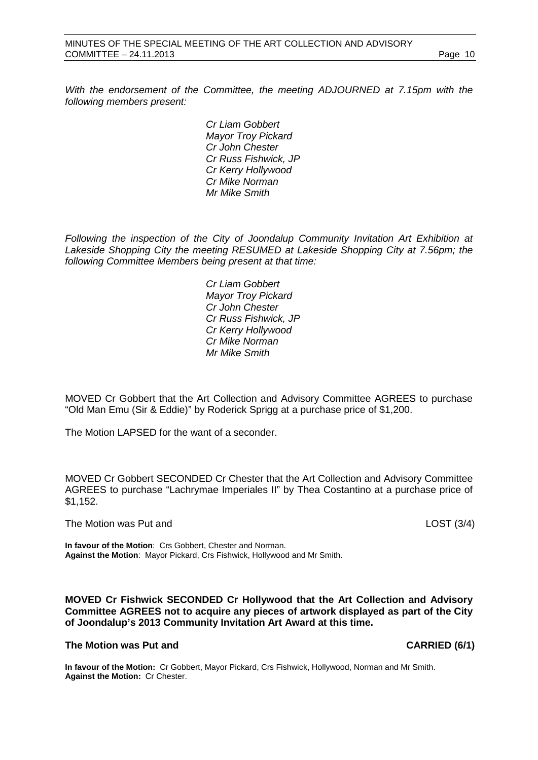*With the endorsement of the Committee, the meeting ADJOURNED at 7.15pm with the following members present:*

*Cr Liam Gobbert*
*Mayor Troy Pickard*
*Cr John Chester*
*Cr Russ Fishwick, JP*
*Cr Kerry Hollywood*
*Cr Mike Norman*
*Mr Mike Smith*

*Following the inspection of the City of Joondalup Community Invitation Art Exhibition at Lakeside Shopping City the meeting RESUMED at Lakeside Shopping City at 7.56pm; the following Committee Members being present at that time:*

*Cr Liam Gobbert*
*Mayor Troy Pickard*
*Cr John Chester*
*Cr Russ Fishwick, JP*
*Cr Kerry Hollywood*
*Cr Mike Norman*
*Mr Mike Smith*

MOVED Cr Gobbert that the Art Collection and Advisory Committee AGREES to purchase "Old Man Emu (Sir & Eddie)" by Roderick Sprigg at a purchase price of $1,200.

The Motion LAPSED for the want of a seconder.

MOVED Cr Gobbert SECONDED Cr Chester that the Art Collection and Advisory Committee AGREES to purchase "Lachrymae Imperiales II" by Thea Costantino at a purchase price of $1,152.

The Motion was Put and LOST (3/4)

**In favour of the Motion**: Crs Gobbert, Chester and Norman.
**Against the Motion**: Mayor Pickard, Crs Fishwick, Hollywood and Mr Smith.

**MOVED Cr Fishwick SECONDED Cr Hollywood that the Art Collection and Advisory Committee AGREES not to acquire any pieces of artwork displayed as part of the City of Joondalup's 2013 Community Invitation Art Award at this time.**

**The Motion was Put and CARRIED (6/1)**

**In favour of the Motion:** Cr Gobbert, Mayor Pickard, Crs Fishwick, Hollywood, Norman and Mr Smith.
**Against the Motion:** Cr Chester.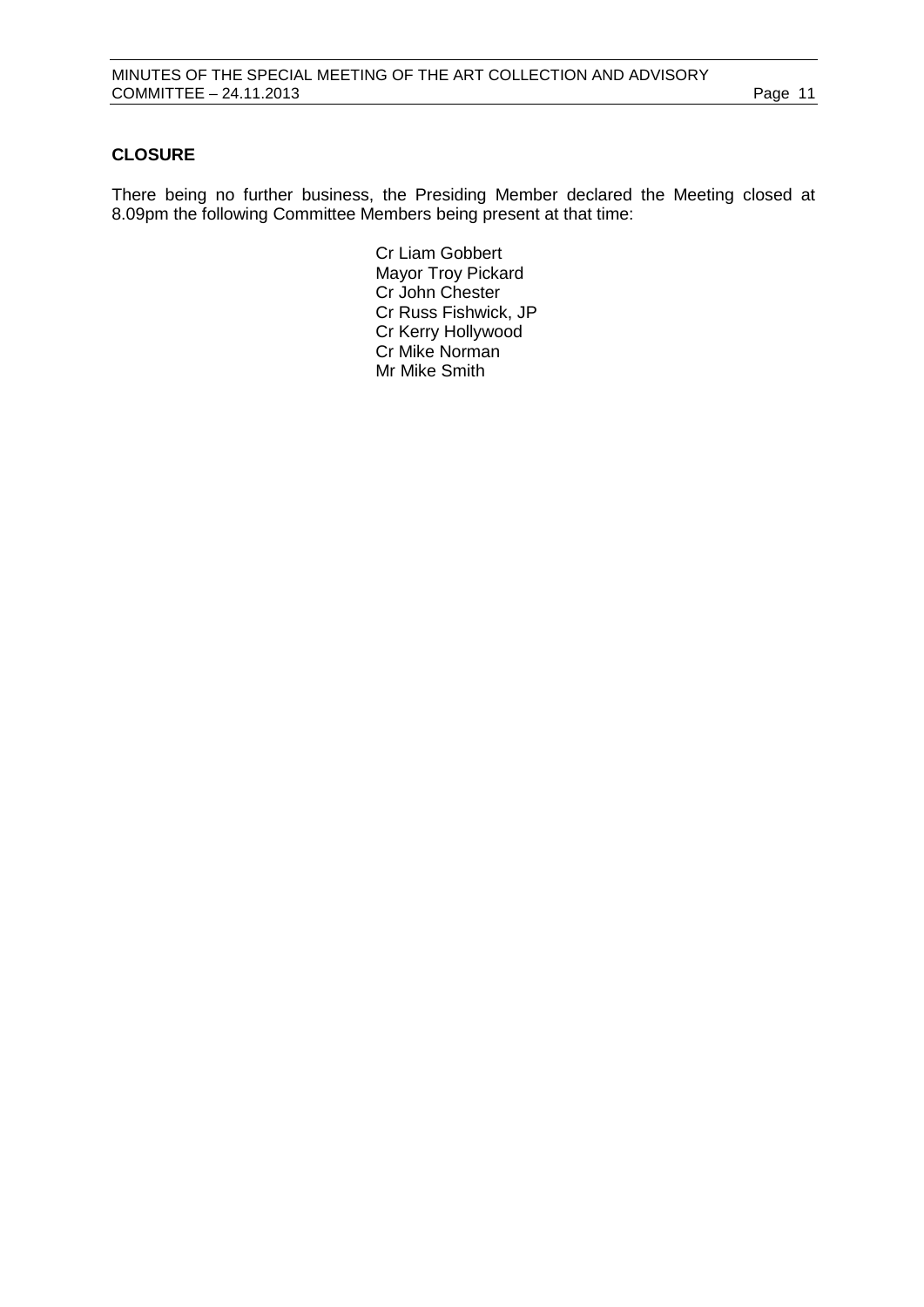## CLOSURE

There being no further business, the Presiding Member declared the Meeting closed at 8.09pm the following Committee Members being present at that time:

Cr Liam Gobbert
Mayor Troy Pickard
Cr John Chester
Cr Russ Fishwick, JP
Cr Kerry Hollywood
Cr Mike Norman
Mr Mike Smith